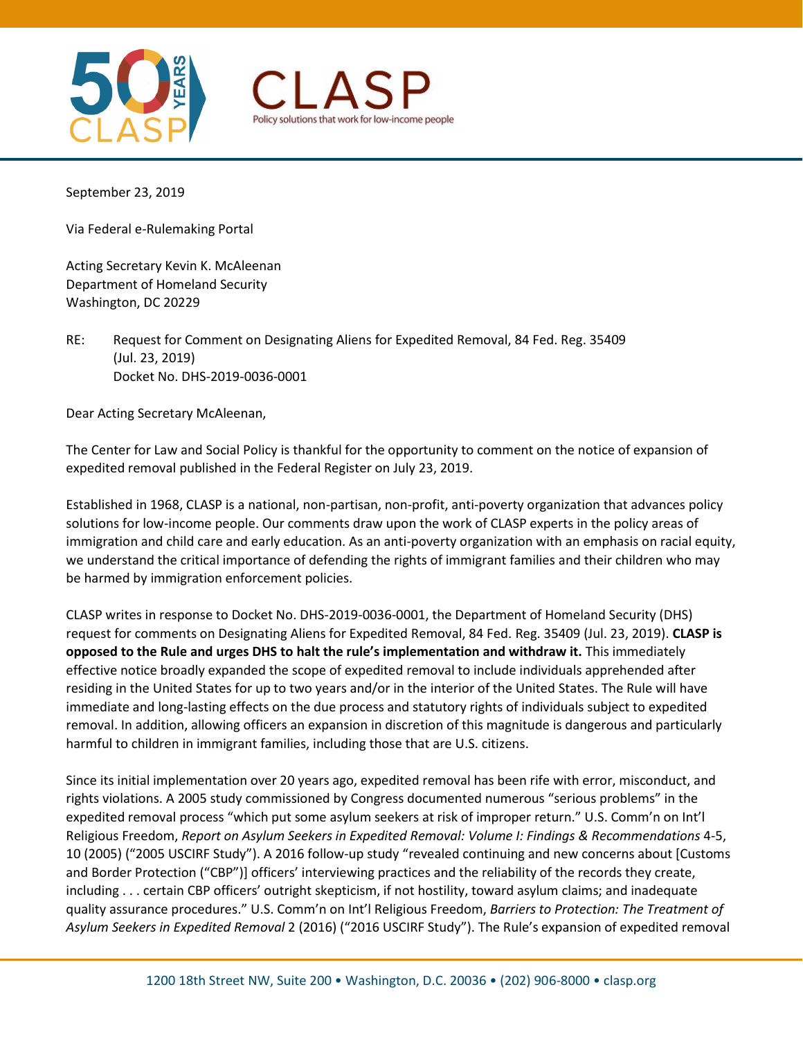September 23, 2019

Via Federal e-Rulemaking Portal

Acting Secretary Kevin K. McAleenan
Department of Homeland Security
Washington, DC 20229

RE: Request for Comment on Designating Aliens for Expedited Removal, 84 Fed. Reg. 35409 (Jul. 23, 2019)
Docket No. DHS-2019-0036-0001

Dear Acting Secretary McAleenan,

The Center for Law and Social Policy is thankful for the opportunity to comment on the notice of expansion of expedited removal published in the Federal Register on July 23, 2019.

Established in 1968, CLASP is a national, non-partisan, non-profit, anti-poverty organization that advances policy solutions for low-income people. Our comments draw upon the work of CLASP experts in the policy areas of immigration and child care and early education. As an anti-poverty organization with an emphasis on racial equity, we understand the critical importance of defending the rights of immigrant families and their children who may be harmed by immigration enforcement policies.

CLASP writes in response to Docket No. DHS-2019-0036-0001, the Department of Homeland Security (DHS) request for comments on Designating Aliens for Expedited Removal, 84 Fed. Reg. 35409 (Jul. 23, 2019). **CLASP is opposed to the Rule and urges DHS to halt the rule's implementation and withdraw it.** This immediately effective notice broadly expanded the scope of expedited removal to include individuals apprehended after residing in the United States for up to two years and/or in the interior of the United States. The Rule will have immediate and long-lasting effects on the due process and statutory rights of individuals subject to expedited removal. In addition, allowing officers an expansion in discretion of this magnitude is dangerous and particularly harmful to children in immigrant families, including those that are U.S. citizens.

Since its initial implementation over 20 years ago, expedited removal has been rife with error, misconduct, and rights violations. A 2005 study commissioned by Congress documented numerous "serious problems" in the expedited removal process "which put some asylum seekers at risk of improper return." U.S. Comm'n on Int'l Religious Freedom, *Report on Asylum Seekers in Expedited Removal: Volume I: Findings & Recommendations* 4-5, 10 (2005) ("2005 USCIRF Study"). A 2016 follow-up study "revealed continuing and new concerns about [Customs and Border Protection ("CBP")] officers' interviewing practices and the reliability of the records they create, including . . . certain CBP officers' outright skepticism, if not hostility, toward asylum claims; and inadequate quality assurance procedures." U.S. Comm'n on Int'l Religious Freedom, *Barriers to Protection: The Treatment of Asylum Seekers in Expedited Removal* 2 (2016) ("2016 USCIRF Study"). The Rule's expansion of expedited removal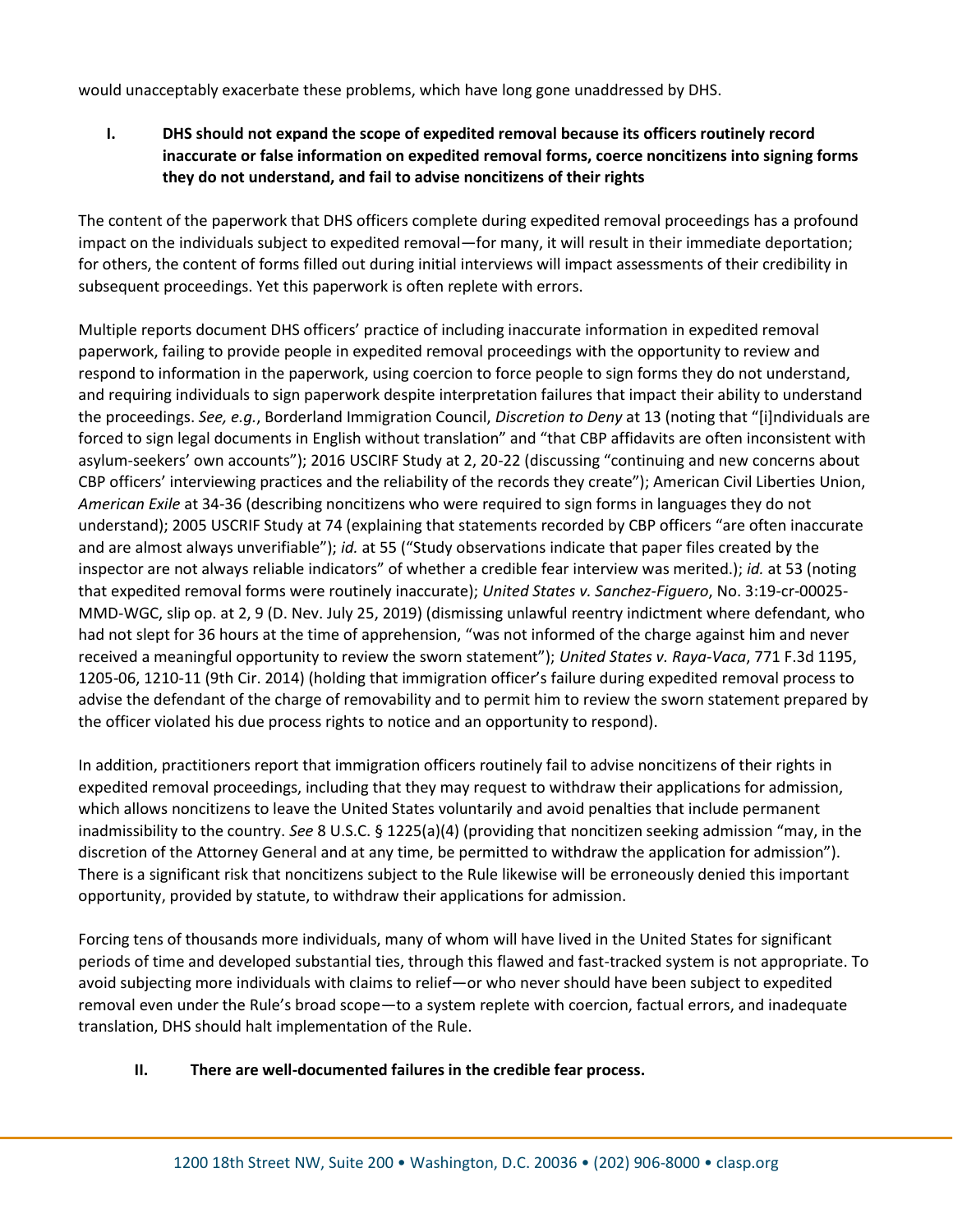would unacceptably exacerbate these problems, which have long gone unaddressed by DHS.

## I. DHS should not expand the scope of expedited removal because its officers routinely record inaccurate or false information on expedited removal forms, coerce noncitizens into signing forms they do not understand, and fail to advise noncitizens of their rights

The content of the paperwork that DHS officers complete during expedited removal proceedings has a profound impact on the individuals subject to expedited removal—for many, it will result in their immediate deportation; for others, the content of forms filled out during initial interviews will impact assessments of their credibility in subsequent proceedings. Yet this paperwork is often replete with errors.

Multiple reports document DHS officers' practice of including inaccurate information in expedited removal paperwork, failing to provide people in expedited removal proceedings with the opportunity to review and respond to information in the paperwork, using coercion to force people to sign forms they do not understand, and requiring individuals to sign paperwork despite interpretation failures that impact their ability to understand the proceedings. *See, e.g.*, Borderland Immigration Council, *Discretion to Deny* at 13 (noting that "[i]ndividuals are forced to sign legal documents in English without translation" and "that CBP affidavits are often inconsistent with asylum-seekers' own accounts"); 2016 USCIRF Study at 2, 20-22 (discussing "continuing and new concerns about CBP officers' interviewing practices and the reliability of the records they create"); American Civil Liberties Union, *American Exile* at 34-36 (describing noncitizens who were required to sign forms in languages they do not understand); 2005 USCRIF Study at 74 (explaining that statements recorded by CBP officers "are often inaccurate and are almost always unverifiable"); *id.* at 55 ("Study observations indicate that paper files created by the inspector are not always reliable indicators" of whether a credible fear interview was merited.); *id.* at 53 (noting that expedited removal forms were routinely inaccurate); *United States v. Sanchez-Figuero*, No. 3:19-cr-00025-MMD-WGC, slip op. at 2, 9 (D. Nev. July 25, 2019) (dismissing unlawful reentry indictment where defendant, who had not slept for 36 hours at the time of apprehension, "was not informed of the charge against him and never received a meaningful opportunity to review the sworn statement"); *United States v. Raya-Vaca*, 771 F.3d 1195, 1205-06, 1210-11 (9th Cir. 2014) (holding that immigration officer's failure during expedited removal process to advise the defendant of the charge of removability and to permit him to review the sworn statement prepared by the officer violated his due process rights to notice and an opportunity to respond).

In addition, practitioners report that immigration officers routinely fail to advise noncitizens of their rights in expedited removal proceedings, including that they may request to withdraw their applications for admission, which allows noncitizens to leave the United States voluntarily and avoid penalties that include permanent inadmissibility to the country. *See* 8 U.S.C. § 1225(a)(4) (providing that noncitizen seeking admission "may, in the discretion of the Attorney General and at any time, be permitted to withdraw the application for admission"). There is a significant risk that noncitizens subject to the Rule likewise will be erroneously denied this important opportunity, provided by statute, to withdraw their applications for admission.

Forcing tens of thousands more individuals, many of whom will have lived in the United States for significant periods of time and developed substantial ties, through this flawed and fast-tracked system is not appropriate. To avoid subjecting more individuals with claims to relief—or who never should have been subject to expedited removal even under the Rule's broad scope—to a system replete with coercion, factual errors, and inadequate translation, DHS should halt implementation of the Rule.

## II. There are well-documented failures in the credible fear process.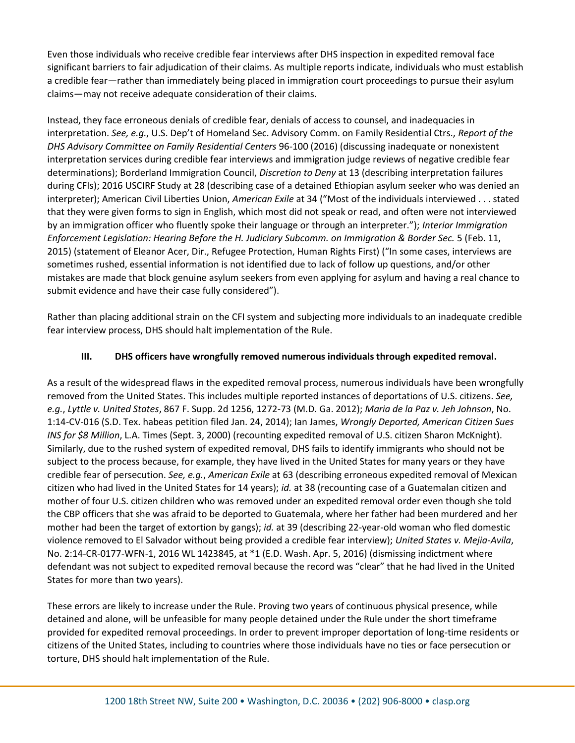Even those individuals who receive credible fear interviews after DHS inspection in expedited removal face significant barriers to fair adjudication of their claims. As multiple reports indicate, individuals who must establish a credible fear—rather than immediately being placed in immigration court proceedings to pursue their asylum claims—may not receive adequate consideration of their claims.

Instead, they face erroneous denials of credible fear, denials of access to counsel, and inadequacies in interpretation. *See, e.g.*, U.S. Dep't of Homeland Sec. Advisory Comm. on Family Residential Ctrs., *Report of the DHS Advisory Committee on Family Residential Centers* 96-100 (2016) (discussing inadequate or nonexistent interpretation services during credible fear interviews and immigration judge reviews of negative credible fear determinations); Borderland Immigration Council, *Discretion to Deny* at 13 (describing interpretation failures during CFIs); 2016 USCIRF Study at 28 (describing case of a detained Ethiopian asylum seeker who was denied an interpreter); American Civil Liberties Union, *American Exile* at 34 ("Most of the individuals interviewed . . . stated that they were given forms to sign in English, which most did not speak or read, and often were not interviewed by an immigration officer who fluently spoke their language or through an interpreter."); *Interior Immigration Enforcement Legislation: Hearing Before the H. Judiciary Subcomm. on Immigration & Border Sec.* 5 (Feb. 11, 2015) (statement of Eleanor Acer, Dir., Refugee Protection, Human Rights First) ("In some cases, interviews are sometimes rushed, essential information is not identified due to lack of follow up questions, and/or other mistakes are made that block genuine asylum seekers from even applying for asylum and having a real chance to submit evidence and have their case fully considered").

Rather than placing additional strain on the CFI system and subjecting more individuals to an inadequate credible fear interview process, DHS should halt implementation of the Rule.

### III. DHS officers have wrongfully removed numerous individuals through expedited removal.

As a result of the widespread flaws in the expedited removal process, numerous individuals have been wrongfully removed from the United States. This includes multiple reported instances of deportations of U.S. citizens. *See, e.g.*, *Lyttle v. United States*, 867 F. Supp. 2d 1256, 1272-73 (M.D. Ga. 2012); *Maria de la Paz v. Jeh Johnson*, No. 1:14-CV-016 (S.D. Tex. habeas petition filed Jan. 24, 2014); Ian James, *Wrongly Deported, American Citizen Sues INS for $8 Million*, L.A. Times (Sept. 3, 2000) (recounting expedited removal of U.S. citizen Sharon McKnight). Similarly, due to the rushed system of expedited removal, DHS fails to identify immigrants who should not be subject to the process because, for example, they have lived in the United States for many years or they have credible fear of persecution. *See, e.g.*, *American Exile* at 63 (describing erroneous expedited removal of Mexican citizen who had lived in the United States for 14 years); *id.* at 38 (recounting case of a Guatemalan citizen and mother of four U.S. citizen children who was removed under an expedited removal order even though she told the CBP officers that she was afraid to be deported to Guatemala, where her father had been murdered and her mother had been the target of extortion by gangs); *id.* at 39 (describing 22-year-old woman who fled domestic violence removed to El Salvador without being provided a credible fear interview); *United States v. Mejia-Avila*, No. 2:14-CR-0177-WFN-1, 2016 WL 1423845, at *1 (E.D. Wash. Apr. 5, 2016) (dismissing indictment where defendant was not subject to expedited removal because the record was "clear" that he had lived in the United States for more than two years).

These errors are likely to increase under the Rule. Proving two years of continuous physical presence, while detained and alone, will be unfeasible for many people detained under the Rule under the short timeframe provided for expedited removal proceedings. In order to prevent improper deportation of long-time residents or citizens of the United States, including to countries where those individuals have no ties or face persecution or torture, DHS should halt implementation of the Rule.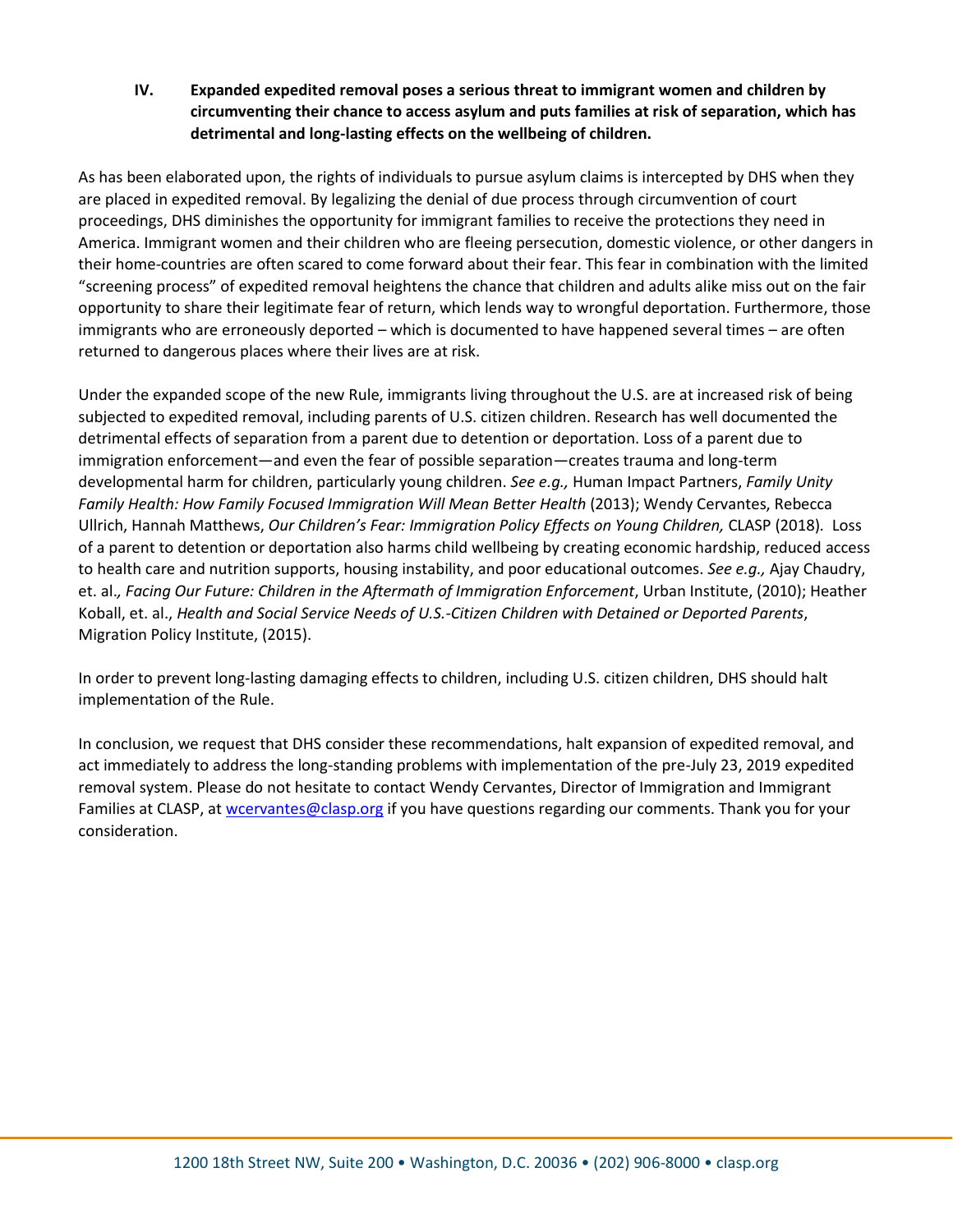## IV. Expanded expedited removal poses a serious threat to immigrant women and children by circumventing their chance to access asylum and puts families at risk of separation, which has detrimental and long-lasting effects on the wellbeing of children.

As has been elaborated upon, the rights of individuals to pursue asylum claims is intercepted by DHS when they are placed in expedited removal. By legalizing the denial of due process through circumvention of court proceedings, DHS diminishes the opportunity for immigrant families to receive the protections they need in America. Immigrant women and their children who are fleeing persecution, domestic violence, or other dangers in their home-countries are often scared to come forward about their fear. This fear in combination with the limited "screening process" of expedited removal heightens the chance that children and adults alike miss out on the fair opportunity to share their legitimate fear of return, which lends way to wrongful deportation. Furthermore, those immigrants who are erroneously deported – which is documented to have happened several times – are often returned to dangerous places where their lives are at risk.

Under the expanded scope of the new Rule, immigrants living throughout the U.S. are at increased risk of being subjected to expedited removal, including parents of U.S. citizen children. Research has well documented the detrimental effects of separation from a parent due to detention or deportation. Loss of a parent due to immigration enforcement—and even the fear of possible separation—creates trauma and long-term developmental harm for children, particularly young children. *See e.g.,* Human Impact Partners, *Family Unity Family Health: How Family Focused Immigration Will Mean Better Health* (2013); Wendy Cervantes, Rebecca Ullrich, Hannah Matthews, *Our Children's Fear: Immigration Policy Effects on Young Children,* CLASP (2018). Loss of a parent to detention or deportation also harms child wellbeing by creating economic hardship, reduced access to health care and nutrition supports, housing instability, and poor educational outcomes. *See e.g.,* Ajay Chaudry, et. al*., Facing Our Future: Children in the Aftermath of Immigration Enforcement*, Urban Institute, (2010); Heather Koball, et. al., *Health and Social Service Needs of U.S.-Citizen Children with Detained or Deported Parents*, Migration Policy Institute, (2015).

In order to prevent long-lasting damaging effects to children, including U.S. citizen children, DHS should halt implementation of the Rule.

In conclusion, we request that DHS consider these recommendations, halt expansion of expedited removal, and act immediately to address the long-standing problems with implementation of the pre-July 23, 2019 expedited removal system. Please do not hesitate to contact Wendy Cervantes, Director of Immigration and Immigrant Families at CLASP, at wcervantes@clasp.org if you have questions regarding our comments. Thank you for your consideration.